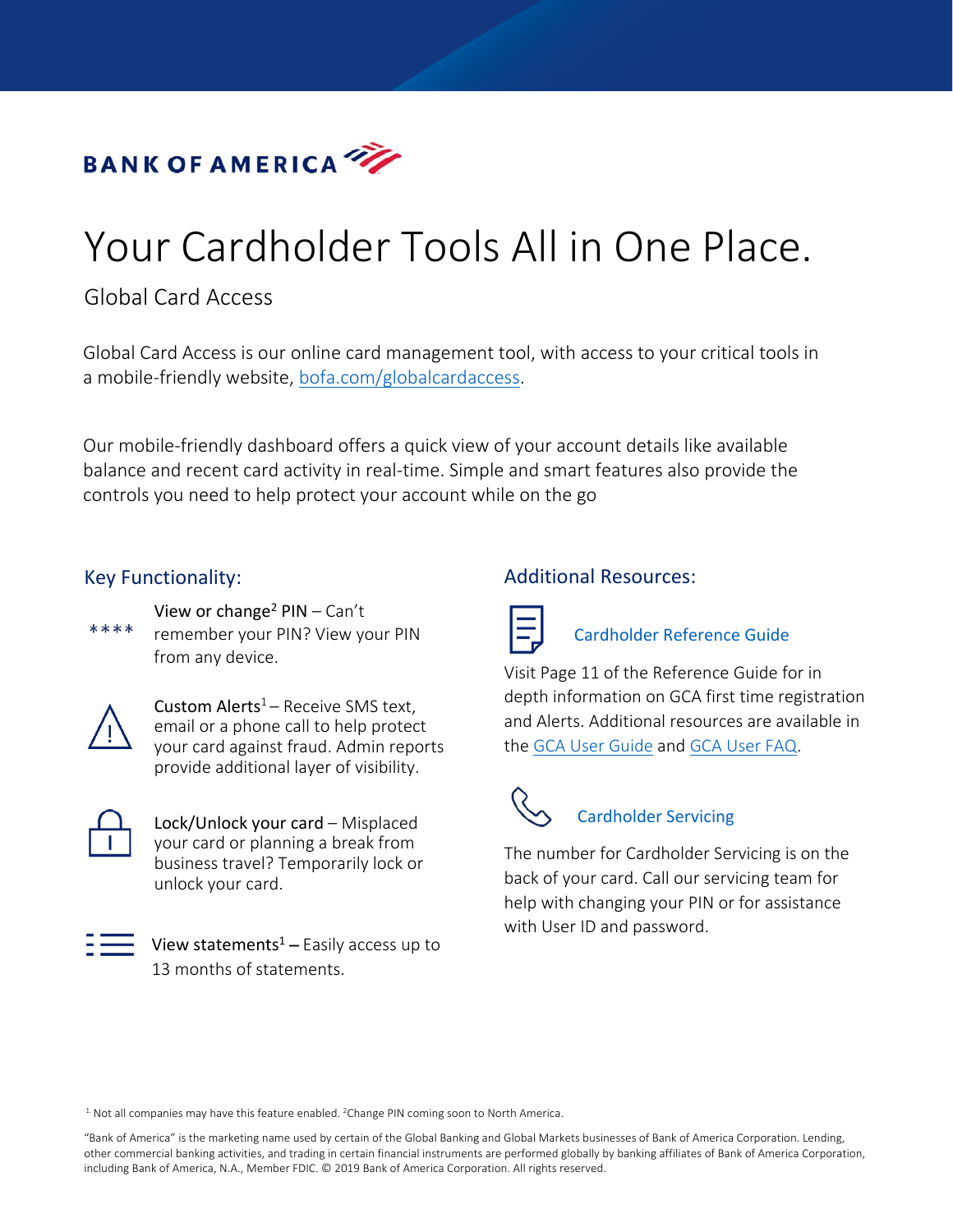BANK OF AMERICA

# Your Cardholder Tools All in One Place.

## Global Card Access

Global Card Access is our online card management tool, with access to your critical tools in a mobile-friendly website, [bofa.com/globalcardaccess](bofa.com/globalcardaccess).

Our mobile-friendly dashboard offers a quick view of your account details like available balance and recent card activity in real-time. Simple and smart features also provide the controls you need to help protect your account while on the go

### Key Functionality:

**View or change[2] PIN** – Can't remember your PIN? View your PIN from any device.

**Custom Alerts[1]** – Receive SMS text, email or a phone call to help protect your card against fraud. Admin reports provide additional layer of visibility.

**Lock/Unlock your card** – Misplaced your card or planning a break from business travel? Temporarily lock or unlock your card.

**View statements[1]** – Easily access up to 13 months of statements.

### Additional Resources:

**Cardholder Reference Guide**

Visit Page 11 of the Reference Guide for in depth information on GCA first time registration and Alerts. Additional resources are available in the GCA User Guide and GCA User FAQ.

**Cardholder Servicing**

The number for Cardholder Servicing is on the back of your card. Call our servicing team for help with changing your PIN or for assistance with User ID and password.

[1] Not all companies may have this feature enabled. [2] Change PIN coming soon to North America.

"Bank of America" is the marketing name used by certain of the Global Banking and Global Markets businesses of Bank of America Corporation. Lending, other commercial banking activities, and trading in certain financial instruments are performed globally by banking affiliates of Bank of America Corporation, including Bank of America, N.A., Member FDIC. © 2019 Bank of America Corporation. All rights reserved.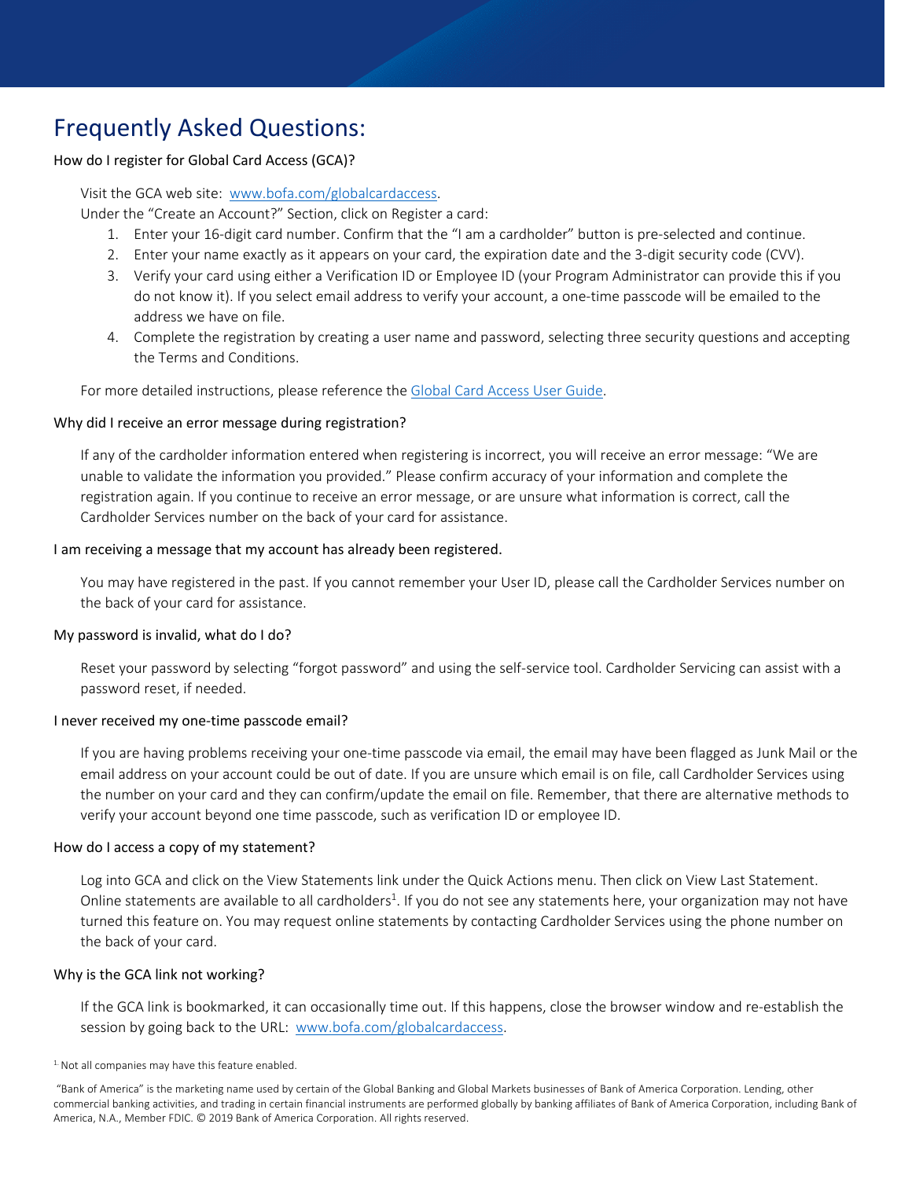# Frequently Asked Questions:

How do I register for Global Card Access (GCA)?

Visit the GCA web site: [www.bofa.com/globalcardaccess](www.bofa.com/globalcardaccess).

Under the "Create an Account?" Section, click on Register a card:

1. Enter your 16-digit card number. Confirm that the "I am a cardholder" button is pre-selected and continue.
2. Enter your name exactly as it appears on your card, the expiration date and the 3-digit security code (CVV).
3. Verify your card using either a Verification ID or Employee ID (your Program Administrator can provide this if you do not know it). If you select email address to verify your account, a one-time passcode will be emailed to the address we have on file.
4. Complete the registration by creating a user name and password, selecting three security questions and accepting the Terms and Conditions.

For more detailed instructions, please reference the Global Card Access User Guide.

Why did I receive an error message during registration?

If any of the cardholder information entered when registering is incorrect, you will receive an error message: "We are unable to validate the information you provided." Please confirm accuracy of your information and complete the registration again. If you continue to receive an error message, or are unsure what information is correct, call the Cardholder Services number on the back of your card for assistance.

I am receiving a message that my account has already been registered.

You may have registered in the past. If you cannot remember your User ID, please call the Cardholder Services number on the back of your card for assistance.

My password is invalid, what do I do?

Reset your password by selecting "forgot password" and using the self-service tool. Cardholder Servicing can assist with a password reset, if needed.

I never received my one-time passcode email?

If you are having problems receiving your one-time passcode via email, the email may have been flagged as Junk Mail or the email address on your account could be out of date. If you are unsure which email is on file, call Cardholder Services using the number on your card and they can confirm/update the email on file. Remember, that there are alternative methods to verify your account beyond one time passcode, such as verification ID or employee ID.

How do I access a copy of my statement?

Log into GCA and click on the View Statements link under the Quick Actions menu. Then click on View Last Statement. Online statements are available to all cardholders[1]. If you do not see any statements here, your organization may not have turned this feature on. You may request online statements by contacting Cardholder Services using the phone number on the back of your card.

Why is the GCA link not working?

If the GCA link is bookmarked, it can occasionally time out. If this happens, close the browser window and re-establish the session by going back to the URL: [www.bofa.com/globalcardaccess](www.bofa.com/globalcardaccess).

[1] Not all companies may have this feature enabled.

"Bank of America" is the marketing name used by certain of the Global Banking and Global Markets businesses of Bank of America Corporation. Lending, other commercial banking activities, and trading in certain financial instruments are performed globally by banking affiliates of Bank of America Corporation, including Bank of America, N.A., Member FDIC. © 2019 Bank of America Corporation. All rights reserved.